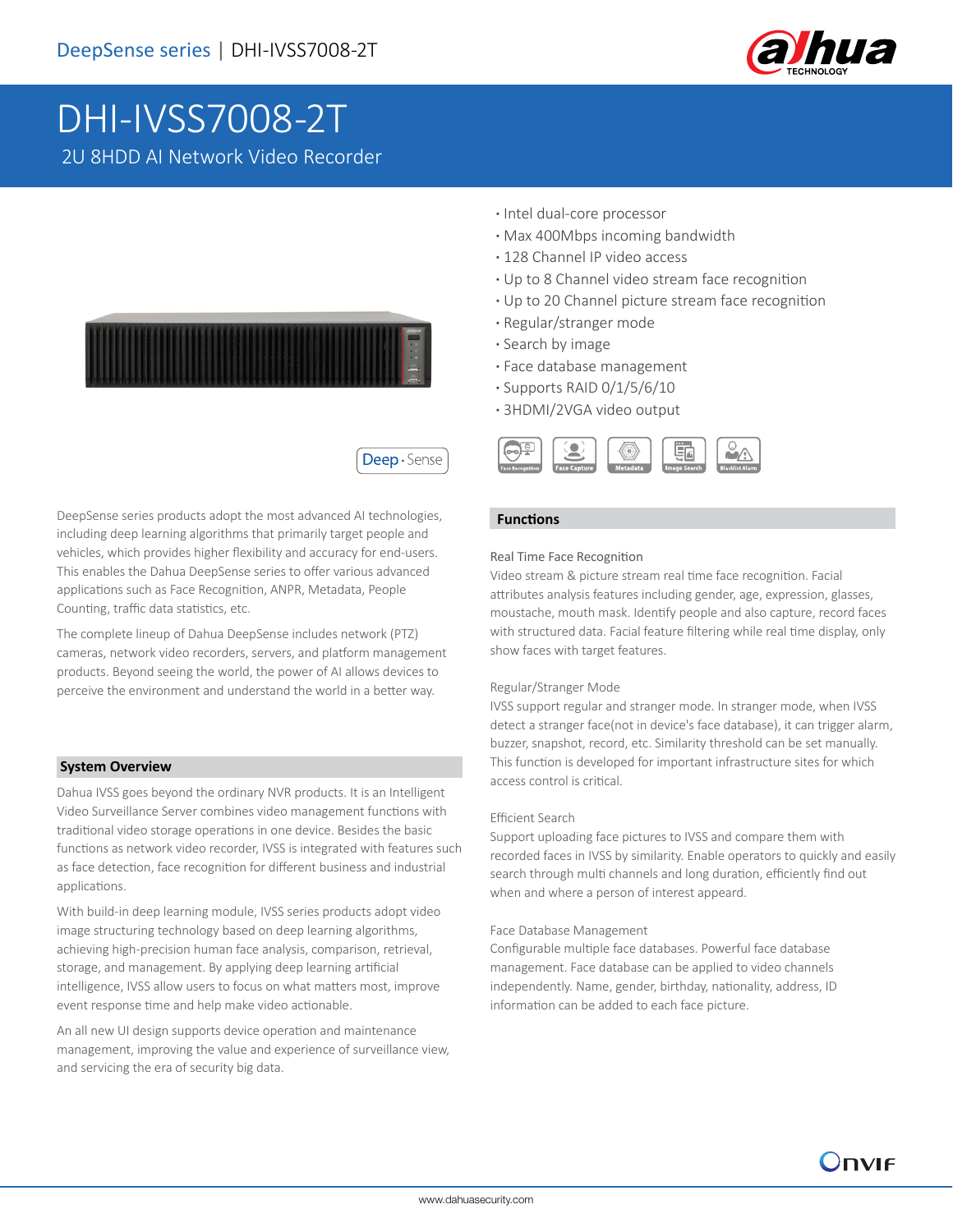DeepSense series | DHI-IVSS7008-2T

# DHI-IVSS7008-2T

2U 8HDD AI Network Video Recorder

- Intel dual-core processor
- Max 400Mbps incoming bandwidth
- 128 Channel IP video access
- Up to 8 Channel video stream face recognition
- Up to 20 Channel picture stream face recognition
- Regular/stranger mode
- Search by image
- Face database management
- Supports RAID 0/1/5/6/10
- 3HDMI/2VGA video output

Face Recognition | Face Capture | Metadata | Image Search | Blacklist Alarm

Deep · Sense

DeepSense series products adopt the most advanced AI technologies, including deep learning algorithms that primarily target people and vehicles, which provides higher flexibility and accuracy for end-users. This enables the Dahua DeepSense series to offer various advanced applications such as Face Recognition, ANPR, Metadata, People Counting, traffic data statistics, etc.

The complete lineup of Dahua DeepSense includes network (PTZ) cameras, network video recorders, servers, and platform management products. Beyond seeing the world, the power of AI allows devices to perceive the environment and understand the world in a better way.

## System Overview

Dahua IVSS goes beyond the ordinary NVR products. It is an Intelligent Video Surveillance Server combines video management functions with traditional video storage operations in one device. Besides the basic functions as network video recorder, IVSS is integrated with features such as face detection, face recognition for different business and industrial applications.

With build-in deep learning module, IVSS series products adopt video image structuring technology based on deep learning algorithms, achieving high-precision human face analysis, comparison, retrieval, storage, and management. By applying deep learning artificial intelligence, IVSS allow users to focus on what matters most, improve event response time and help make video actionable.

An all new UI design supports device operation and maintenance management, improving the value and experience of surveillance view, and servicing the era of security big data.

## Functions

### Real Time Face Recognition

Video stream & picture stream real time face recognition. Facial attributes analysis features including gender, age, expression, glasses, moustache, mouth mask. Identify people and also capture, record faces with structured data. Facial feature filtering while real time display, only show faces with target features.

### Regular/Stranger Mode

IVSS support regular and stranger mode. In stranger mode, when IVSS detect a stranger face(not in device's face database), it can trigger alarm, buzzer, snapshot, record, etc. Similarity threshold can be set manually. This function is developed for important infrastructure sites for which access control is critical.

### Efficient Search

Support uploading face pictures to IVSS and compare them with recorded faces in IVSS by similarity. Enable operators to quickly and easily search through multi channels and long duration, efficiently find out when and where a person of interest appeard.

### Face Database Management

Configurable multiple face databases. Powerful face database management. Face database can be applied to video channels independently. Name, gender, birthday, nationality, address, ID information can be added to each face picture.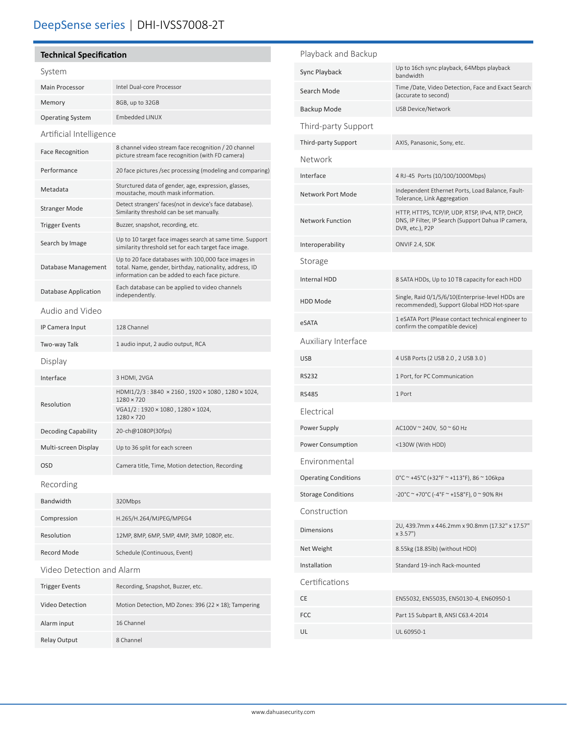# DeepSense series | DHI-IVSS7008-2T

## Technical Specification

### System

| | |
|---|---|
| Main Processor | Intel Dual-core Processor |
| Memory | 8GB, up to 32GB |
| Operating System | Embedded LINUX |

### Artificial Intelligence

| | |
|---|---|
| Face Recognition | 8 channel video stream face recognition / 20 channel picture stream face recognition (with FD camera) |
| Performance | 20 face pictures /sec processing (modeling and comparing) |
| Metadata | Sturctured data of gender, age, expression, glasses, moustache, mouth mask information. |
| Stranger Mode | Detect strangers' faces(not in device's face database). Similarity threshold can be set manually. |
| Trigger Events | Buzzer, snapshot, recording, etc. |
| Search by Image | Up to 10 target face images search at same time. Support similarity threshold set for each target face image. |
| Database Management | Up to 20 face databases with 100,000 face images in total. Name, gender, birthday, nationality, address, ID information can be added to each face picture. |
| Database Application | Each database can be applied to video channels independently. |

### Audio and Video

| | |
|---|---|
| IP Camera Input | 128 Channel |
| Two-way Talk | 1 audio input, 2 audio output, RCA |

### Display

| | |
|---|---|
| Interface | 3 HDMI, 2VGA |
| Resolution | HDMI1/2/3 : 3840 × 2160 , 1920 × 1080 , 1280 × 1024, 1280 × 720<br>VGA1/2 : 1920 × 1080 , 1280 × 1024, 1280 × 720 |
| Decoding Capability | 20-ch@1080P(30fps) |
| Multi-screen Display | Up to 36 split for each screen |
| OSD | Camera title, Time, Motion detection, Recording |

### Recording

| | |
|---|---|
| Bandwidth | 320Mbps |
| Compression | H.265/H.264/MJPEG/MPEG4 |
| Resolution | 12MP, 8MP, 6MP, 5MP, 4MP, 3MP, 1080P, etc. |
| Record Mode | Schedule (Continuous, Event) |

### Video Detection and Alarm

| | |
|---|---|
| Trigger Events | Recording, Snapshot, Buzzer, etc. |
| Video Detection | Motion Detection, MD Zones: 396 (22 × 18); Tampering |
| Alarm input | 16 Channel |
| Relay Output | 8 Channel |

### Playback and Backup

| | |
|---|---|
| Sync Playback | Up to 16ch sync playback, 64Mbps playback bandwidth |
| Search Mode | Time /Date, Video Detection, Face and Exact Search (accurate to second) |
| Backup Mode | USB Device/Network |

### Third-party Support

| | |
|---|---|
| Third-party Support | AXIS, Panasonic, Sony, etc. |

### Network

| | |
|---|---|
| Interface | 4 RJ-45 Ports (10/100/1000Mbps) |
| Network Port Mode | Independent Ethernet Ports, Load Balance, Fault-Tolerance, Link Aggregation |
| Network Function | HTTP, HTTPS, TCP/IP, UDP, RTSP, IPv4, NTP, DHCP, DNS, IP Filter, IP Search (Support Dahua IP camera, DVR, etc.), P2P |
| Interoperability | ONVIF 2.4, SDK |

### Storage

| | |
|---|---|
| Internal HDD | 8 SATA HDDs, Up to 10 TB capacity for each HDD |
| HDD Mode | Single, Raid 0/1/5/6/10(Enterprise-level HDDs are recommended), Support Global HDD Hot-spare |
| eSATA | 1 eSATA Port (Please contact technical engineer to confirm the compatible device) |

### Auxiliary Interface

| | |
|---|---|
| USB | 4 USB Ports (2 USB 2.0 , 2 USB 3.0 ) |
| RS232 | 1 Port, for PC Communication |
| RS485 | 1 Port |

### Electrical

| | |
|---|---|
| Power Supply | AC100V ~ 240V, 50 ~ 60 Hz |
| Power Consumption | <130W (With HDD) |

### Environmental

| | |
|---|---|
| Operating Conditions | 0°C ~ +45°C (+32°F ~ +113°F), 86 ~ 106kpa |
| Storage Conditions | -20°C ~ +70°C (-4°F ~ +158°F), 0 ~ 90% RH |

### Construction

| | |
|---|---|
| Dimensions | 2U, 439.7mm x 446.2mm x 90.8mm (17.32" x 17.57" x 3.57") |
| Net Weight | 8.55kg (18.85lb) (without HDD) |
| Installation | Standard 19-inch Rack-mounted |

### Certifications

| | |
|---|---|
| CE | EN55032, EN55035, EN50130-4, EN60950-1 |
| FCC | Part 15 Subpart B, ANSI C63.4-2014 |
| UL | UL 60950-1 |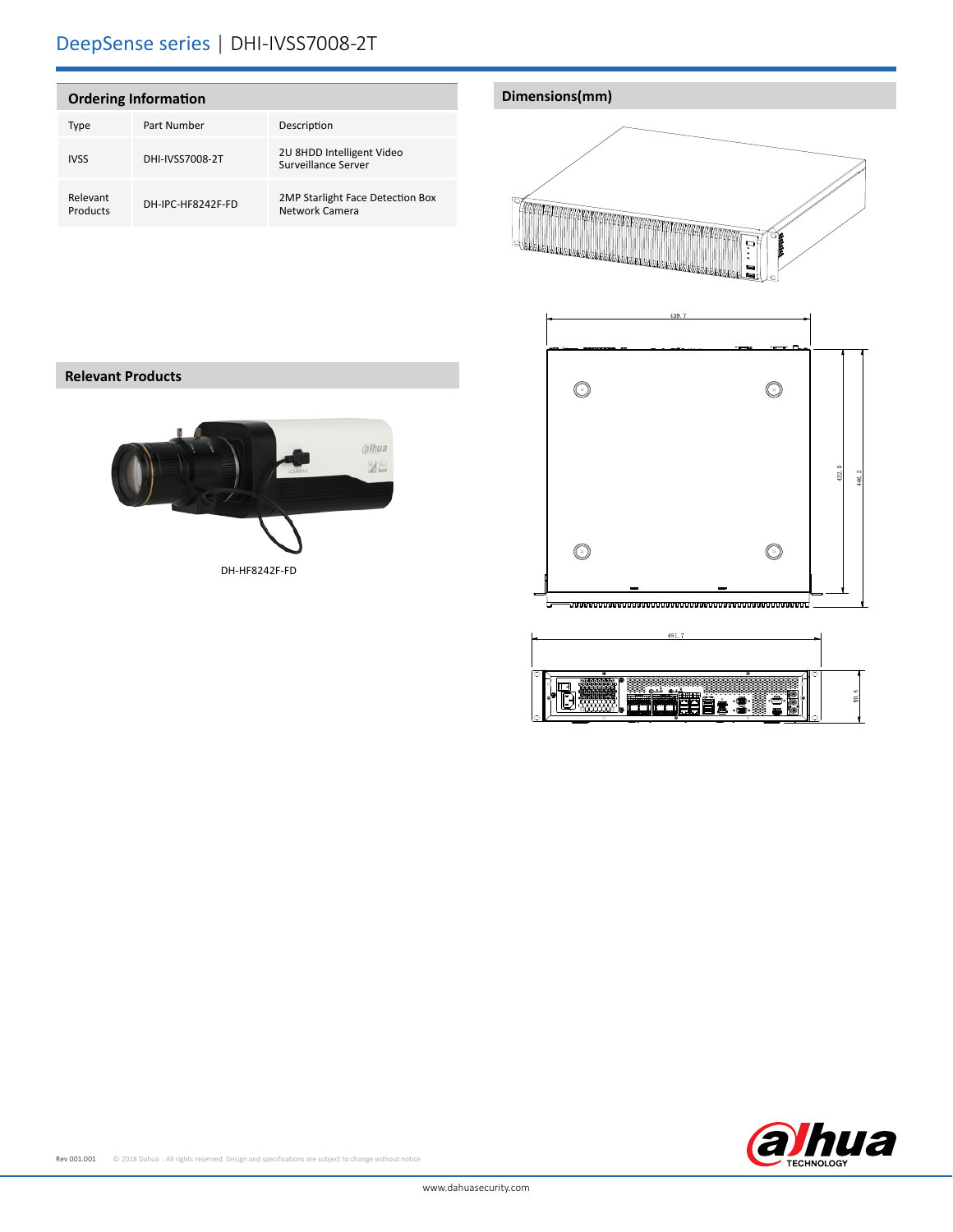## Ordering Information

| Type | Part Number | Description |
|---|---|---|
| IVSS | DHI-IVSS7008-2T | 2U 8HDD Intelligent Video Surveillance Server |
| Relevant Products | DH-IPC-HF8242F-FD | 2MP Starlight Face Detection Box Network Camera |

## Dimensions(mm)

439.7

422.0

446.2

481.7

90.8

## Relevant Products

DH-HF8242F-FD

Rev 001.001 © 2018 Dahua . All rights reserved. Design and specifications are subject to change without notice

www.dahuasecurity.com